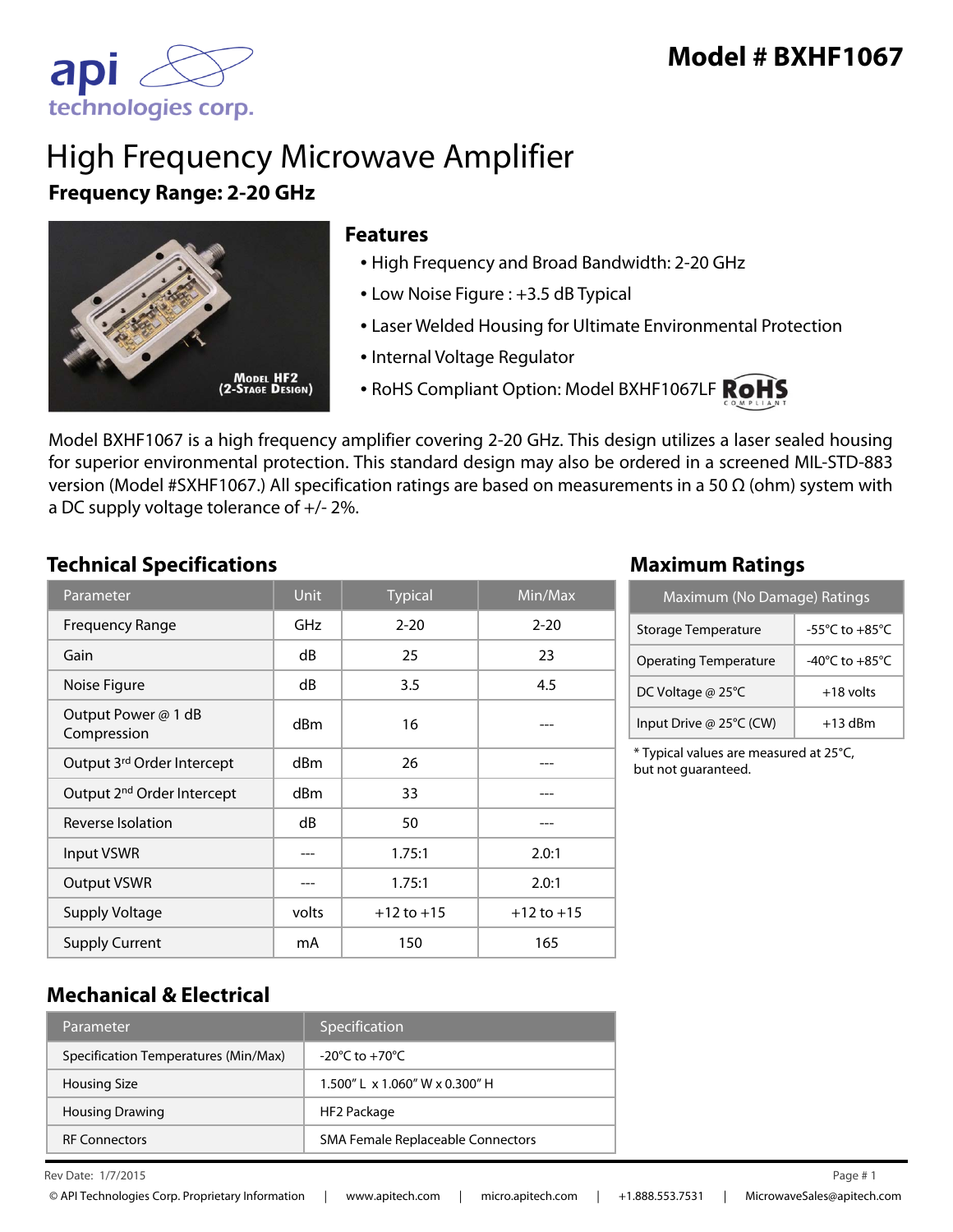# Model # BXHF1067

# High Frequency Microwave Amplifier

**Frequency Range: 2-20 GHz**

## Features

- High Frequency and Broad Bandwidth: 2-20 GHz
- Low Noise Figure : +3.5 dB Typical
- Laser Welded Housing for Ultimate Environmental Protection
- Internal Voltage Regulator
- RoHS Compliant Option: Model BXHF1067LF

Model BXHF1067 is a high frequency amplifier covering 2-20 GHz. This design utilizes a laser sealed housing for superior environmental protection. This standard design may also be ordered in a screened MIL-STD-883 version (Model #SXHF1067.) All specification ratings are based on measurements in a 50 Ω (ohm) system with a DC supply voltage tolerance of +/- 2%.

## Technical Specifications

| Parameter | Unit | Typical | Min/Max |
|---|---|---|---|
| Frequency Range | GHz | 2-20 | 2-20 |
| Gain | dB | 25 | 23 |
| Noise Figure | dB | 3.5 | 4.5 |
| Output Power @ 1 dB Compression | dBm | 16 | --- |
| Output 3rd Order Intercept | dBm | 26 | --- |
| Output 2nd Order Intercept | dBm | 33 | --- |
| Reverse Isolation | dB | 50 | --- |
| Input VSWR | --- | 1.75:1 | 2.0:1 |
| Output VSWR | --- | 1.75:1 | 2.0:1 |
| Supply Voltage | volts | +12 to +15 | +12 to +15 |
| Supply Current | mA | 150 | 165 |

## Maximum Ratings

| Maximum (No Damage) Ratings | |
|---|---|
| Storage Temperature | -55°C to +85°C |
| Operating Temperature | -40°C to +85°C |
| DC Voltage @ 25°C | +18 volts |
| Input Drive @ 25°C (CW) | +13 dBm |

* Typical values are measured at 25°C, but not guaranteed.

## Mechanical & Electrical

| Parameter | Specification |
|---|---|
| Specification Temperatures (Min/Max) | -20°C to +70°C |
| Housing Size | 1.500" L x 1.060" W x 0.300" H |
| Housing Drawing | HF2 Package |
| RF Connectors | SMA Female Replaceable Connectors |

Rev Date: 1/7/2015

© API Technologies Corp. Proprietary Information | www.apitech.com | micro.apitech.com | +1.888.553.7531 | MicrowaveSales@apitech.com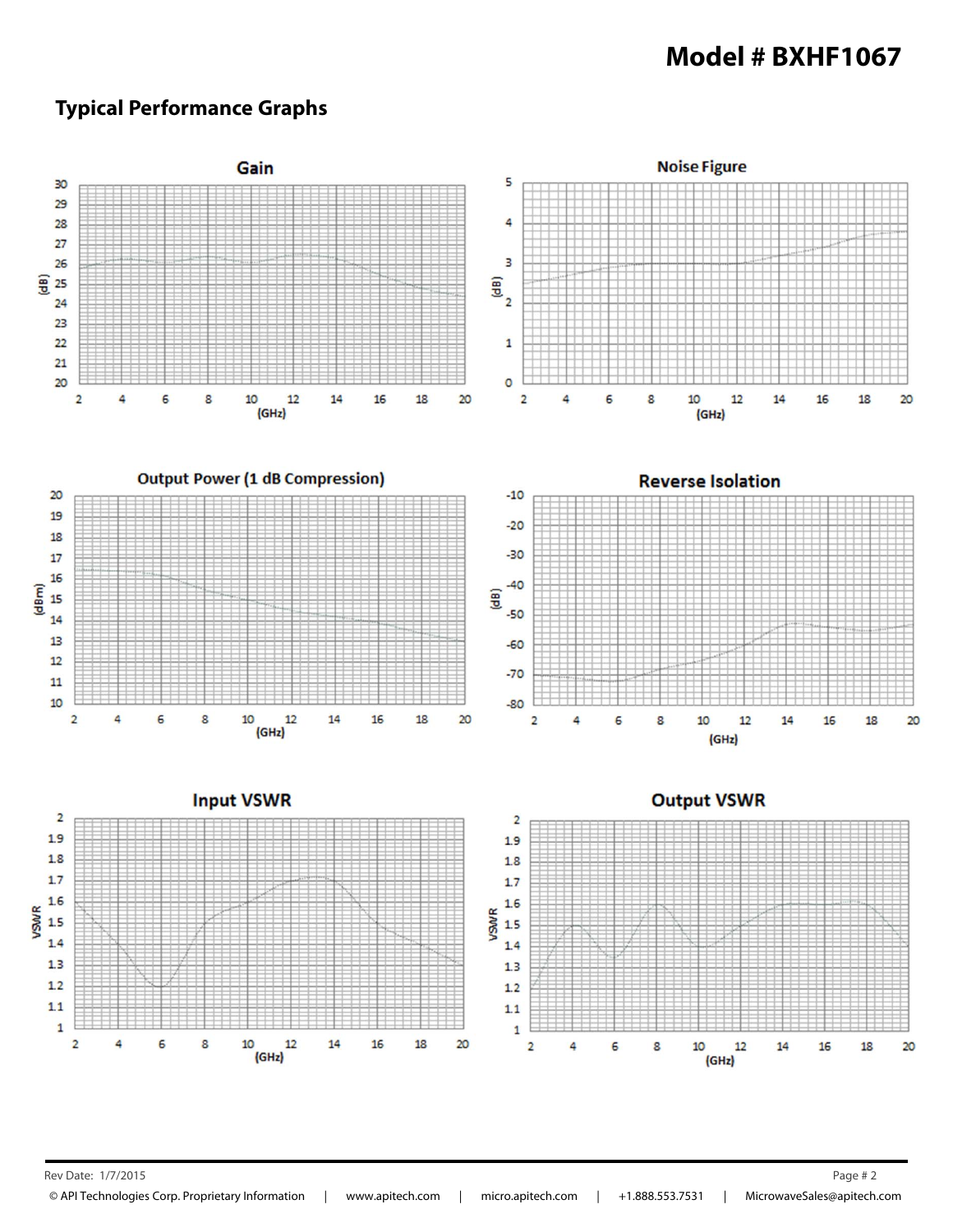# Model # BXHF1067

## Typical Performance Graphs

**Gain**

(dB) vs. (GHz)

**Noise Figure**

(dB) vs. (GHz)

**Output Power (1 dB Compression)**

(dBm) vs. (GHz)

**Reverse Isolation**

(dB) vs. (GHz)

**Input VSWR**

VSWR vs. (GHz)

**Output VSWR**

VSWR vs. (GHz)

Rev Date: 1/7/2015

© API Technologies Corp. Proprietary Information | www.apitech.com | micro.apitech.com | +1.888.553.7531 | MicrowaveSales@apitech.com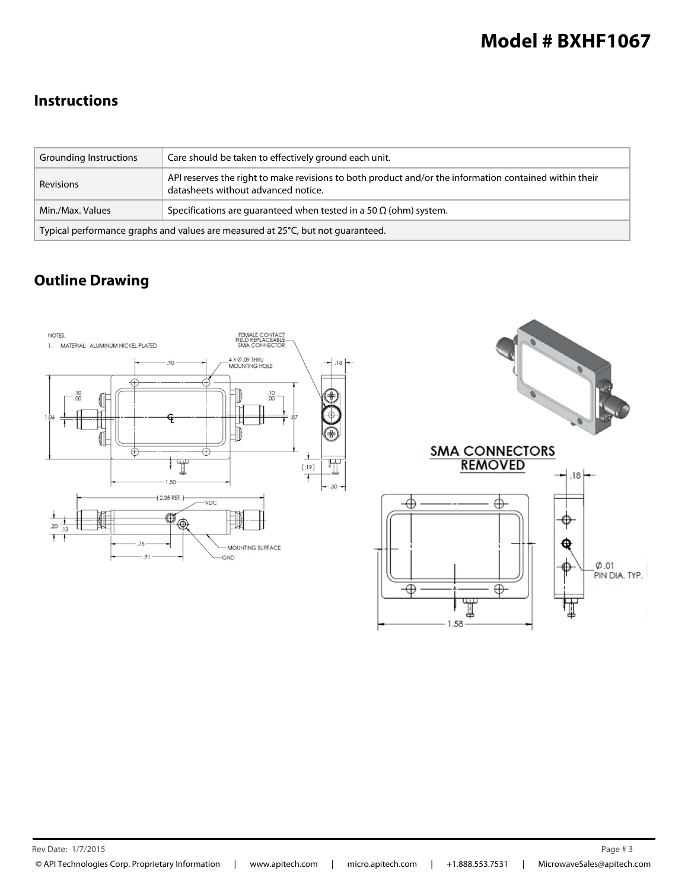# Model # BXHF1067

## Instructions

| | |
|---|---|
| Grounding Instructions | Care should be taken to effectively ground each unit. |
| Revisions | API reserves the right to make revisions to both product and/or the information contained within their datasheets without advanced notice. |
| Min./Max. Values | Specifications are guaranteed when tested in a 50 Ω (ohm) system. |
| Typical performance graphs and values are measured at 25°C, but not guaranteed. | |

## Outline Drawing

NOTES:
1. MATERIAL: ALUMINUM NICKEL PLATED

FEMALE CONTACT FIELD REPLACEABLE SMA CONNECTOR

4 X Ø .09 THRU MOUNTING HOLE

.90
.18
.10
.00
1.06
.87
(.19)
1.50
.30
(2.35 REF.)
VDC
.20
.13
.75
.91
MOUNTING SURFACE
GND

SMA CONNECTORS REMOVED

.18
Ø .01 PIN DIA. TYP.
1.58